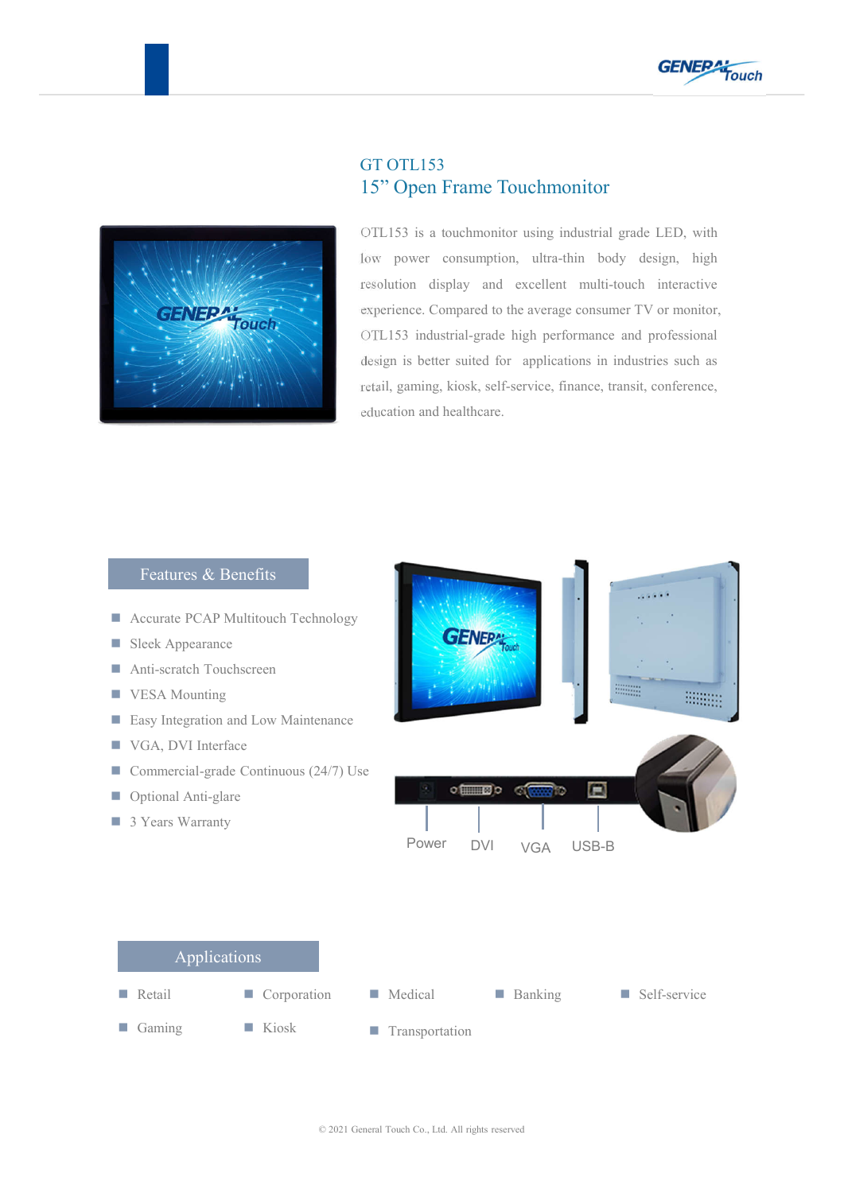# GT OTL153

## 15” Open Frame Touchmonitor

OTL153 is a touchmonitor using industrial grade LED, with low power consumption, ultra-thin body design, high resolution display and excellent multi-touch interactive experience. Compared to the average consumer TV or monitor, OTL153 industrial-grade high performance and professional design is better suited for applications in industries such as retail, gaming, kiosk, self-service, finance, transit, conference, education and healthcare.

## Features & Benefits

- Accurate PCAP Multitouch Technology
- Sleek Appearance
- Anti-scratch Touchscreen
- VESA Mounting
- Easy Integration and Low Maintenance
- VGA, DVI Interface
- Commercial-grade Continuous (24/7) Use
- Optional Anti-glare
- 3 Years Warranty

Power DVI VGA USB-B

## Applications

- Retail
- Corporation
- Medical
- Banking
- Self-service
- Gaming
- Kiosk
- Transportation

© 2021 General Touch Co., Ltd. All rights reserved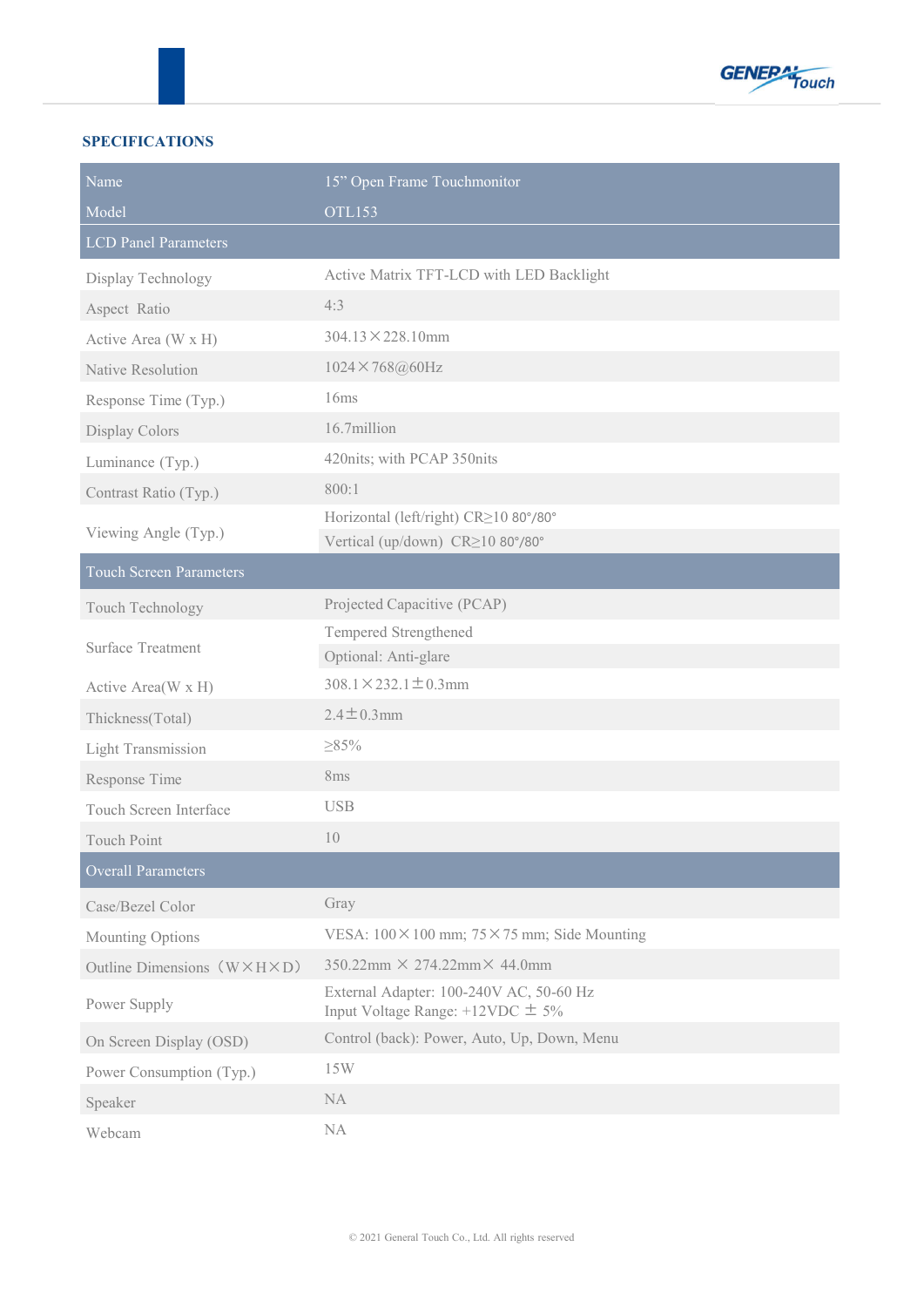## SPECIFICATIONS

| Name | 15” Open Frame Touchmonitor |
|---|---|
| Model | OTL153 |
| **LCD Panel Parameters** | |
| Display Technology | Active Matrix TFT-LCD with LED Backlight |
| Aspect Ratio | 4:3 |
| Active Area (W x H) | 304.13×228.10mm |
| Native Resolution | 1024×768@60Hz |
| Response Time (Typ.) | 16ms |
| Display Colors | 16.7million |
| Luminance (Typ.) | 420nits; with PCAP 350nits |
| Contrast Ratio (Typ.) | 800:1 |
| Viewing Angle (Typ.) | Horizontal (left/right) CR≥10 80°/80°<br>Vertical (up/down) CR≥10 80°/80° |
| **Touch Screen Parameters** | |
| Touch Technology | Projected Capacitive (PCAP) |
| Surface Treatment | Tempered Strengthened<br>Optional: Anti-glare |
| Active Area(W x H) | 308.1×232.1±0.3mm |
| Thickness(Total) | 2.4±0.3mm |
| Light Transmission | ≥85% |
| Response Time | 8ms |
| Touch Screen Interface | USB |
| Touch Point | 10 |
| **Overall Parameters** | |
| Case/Bezel Color | Gray |
| Mounting Options | VESA: 100×100 mm; 75×75 mm; Side Mounting |
| Outline Dimensions（W×H×D） | 350.22mm × 274.22mm× 44.0mm |
| Power Supply | External Adapter: 100-240V AC, 50-60 Hz<br>Input Voltage Range: +12VDC ± 5% |
| On Screen Display (OSD) | Control (back): Power, Auto, Up, Down, Menu |
| Power Consumption (Typ.) | 15W |
| Speaker | NA |
| Webcam | NA |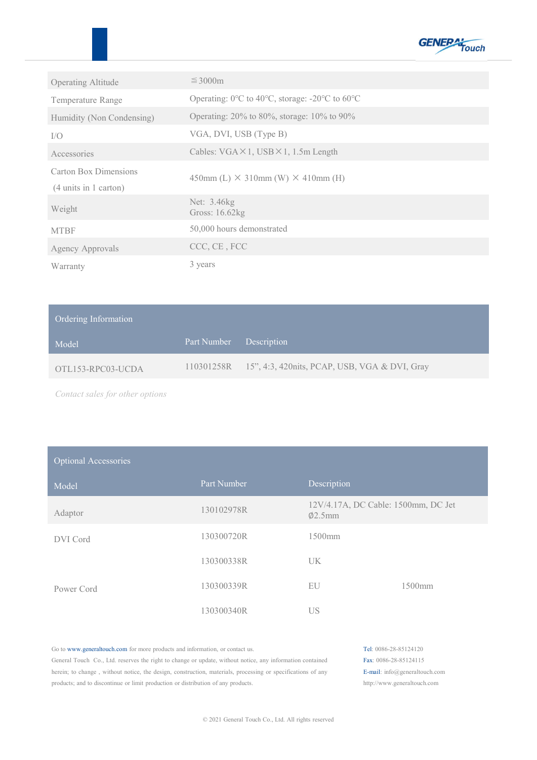| | |
|---|---|
| Operating Altitude | ≦3000m |
| Temperature Range | Operating: 0℃ to 40℃, storage: -20℃ to 60℃ |
| Humidity (Non Condensing) | Operating: 20% to 80%, storage: 10% to 90% |
| I/O | VGA, DVI, USB (Type B) |
| Accessories | Cables: VGA×1, USB×1, 1.5m Length |
| Carton Box Dimensions (4 units in 1 carton) | 450mm (L) × 310mm (W) × 410mm (H) |
| Weight | Net: 3.46kg<br>Gross: 16.62kg |
| MTBF | 50,000 hours demonstrated |
| Agency Approvals | CCC, CE , FCC |
| Warranty | 3 years |

| Ordering Information | | |
|---|---|---|
| Model | Part Number | Description |
| OTL153-RPC03-UCDA | 110301258R | 15", 4:3, 420nits, PCAP, USB, VGA & DVI, Gray |

*Contact sales for other options*

| Optional Accessories | | | |
|---|---|---|---|
| Model | Part Number | Description | |
| Adaptor | 130102978R | 12V/4.17A, DC Cable: 1500mm, DC Jet Ø2.5mm | |
| DVI Cord | 130300720R | 1500mm | |
| Power Cord | 130300338R | UK | 1500mm |
| | 130300339R | EU | |
| | 130300340R | US | |

Go to www.generaltouch.com for more products and information, or contact us.
General Touch Co., Ltd. reserves the right to change or update, without notice, any information contained herein; to change , without notice, the design, construction, materials, processing or specifications of any products; and to discontinue or limit production or distribution of any products.

Tel: 0086-28-85124120
Fax: 0086-28-85124115
E-mail: info@generaltouch.com
http://www.generaltouch.com

© 2021 General Touch Co., Ltd. All rights reserved